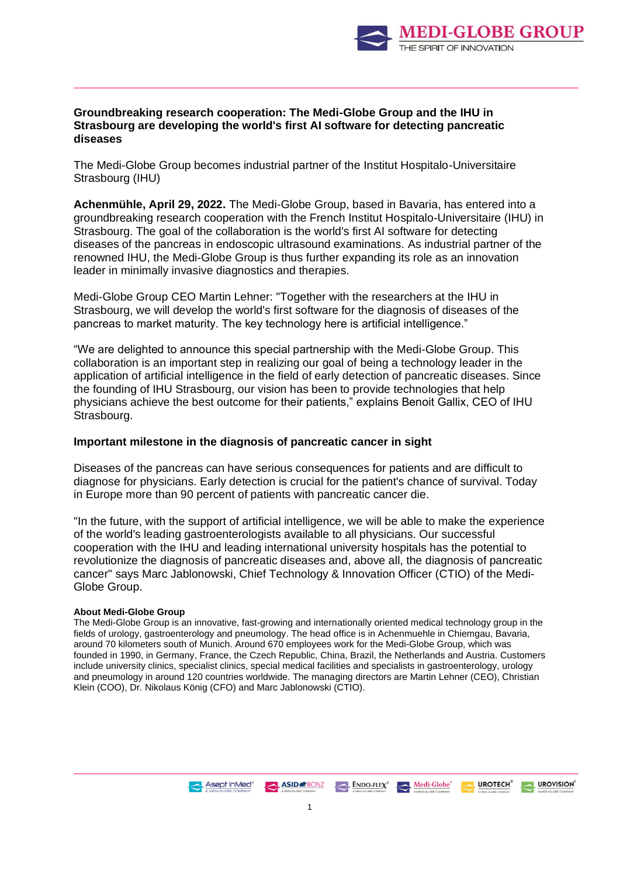**Groundbreaking research cooperation: The Medi-Globe Group and the IHU in Strasbourg are developing the world's first AI software for detecting pancreatic diseases**

The Medi-Globe Group becomes industrial partner of the Institut Hospitalo-Universitaire Strasbourg (IHU)

**Achenmühle, April 29, 2022.** The Medi-Globe Group, based in Bavaria, has entered into a groundbreaking research cooperation with the French Institut Hospitalo-Universitaire (IHU) in Strasbourg. The goal of the collaboration is the world's first AI software for detecting diseases of the pancreas in endoscopic ultrasound examinations. As industrial partner of the renowned IHU, the Medi-Globe Group is thus further expanding its role as an innovation leader in minimally invasive diagnostics and therapies.

Medi-Globe Group CEO Martin Lehner: "Together with the researchers at the IHU in Strasbourg, we will develop the world's first software for the diagnosis of diseases of the pancreas to market maturity. The key technology here is artificial intelligence."

"We are delighted to announce this special partnership with the Medi-Globe Group. This collaboration is an important step in realizing our goal of being a technology leader in the application of artificial intelligence in the field of early detection of pancreatic diseases. Since the founding of IHU Strasbourg, our vision has been to provide technologies that help physicians achieve the best outcome for their patients," explains Benoit Gallix, CEO of IHU Strasbourg.

**Important milestone in the diagnosis of pancreatic cancer in sight**

Diseases of the pancreas can have serious consequences for patients and are difficult to diagnose for physicians. Early detection is crucial for the patient's chance of survival. Today in Europe more than 90 percent of patients with pancreatic cancer die.

"In the future, with the support of artificial intelligence, we will be able to make the experience of the world's leading gastroenterologists available to all physicians. Our successful cooperation with the IHU and leading international university hospitals has the potential to revolutionize the diagnosis of pancreatic diseases and, above all, the diagnosis of pancreatic cancer" says Marc Jablonowski, Chief Technology & Innovation Officer (CTIO) of the Medi-Globe Group.

**About Medi-Globe Group**

The Medi-Globe Group is an innovative, fast-growing and internationally oriented medical technology group in the fields of urology, gastroenterology and pneumology. The head office is in Achenmuehle in Chiemgau, Bavaria, around 70 kilometers south of Munich. Around 670 employees work for the Medi-Globe Group, which was founded in 1990, in Germany, France, the Czech Republic, China, Brazil, the Netherlands and Austria. Customers include university clinics, specialist clinics, special medical facilities and specialists in gastroenterology, urology and pneumology in around 120 countries worldwide. The managing directors are Martin Lehner (CEO), Christian Klein (COO), Dr. Nikolaus König (CFO) and Marc Jablonowski (CTIO).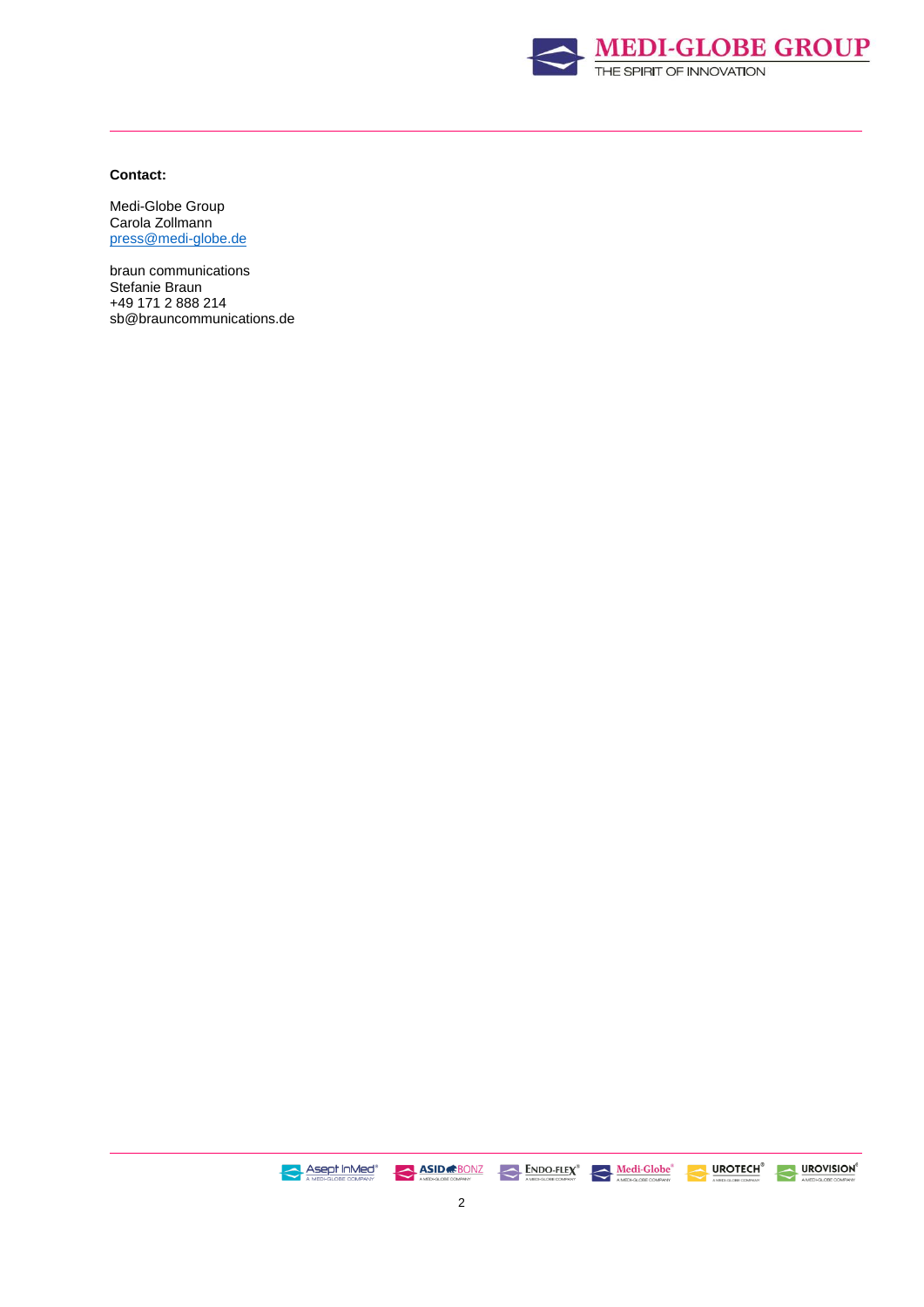**Contact:**

Medi-Globe Group
Carola Zollmann
press@medi-globe.de

braun communications
Stefanie Braun
+49 171 2 888 214
sb@brauncommunications.de